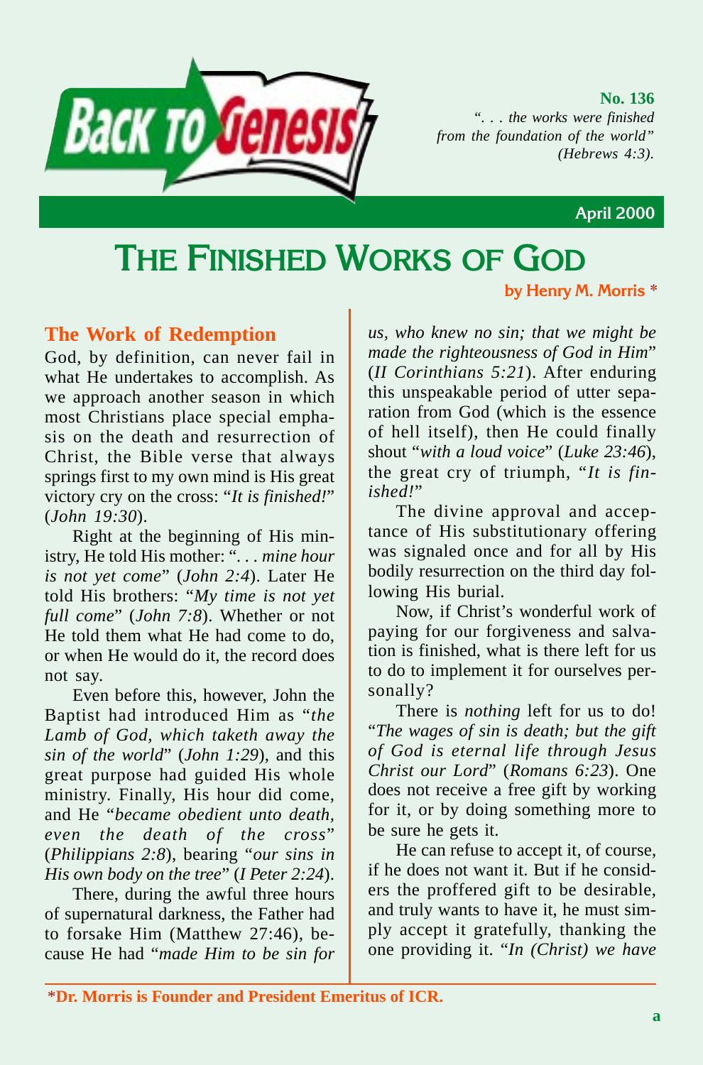**BACK TO GENESIS**

**No. 136**

*". . . the works were finished from the foundation of the world" (Hebrews 4:3).*

**April 2000**

# THE FINISHED WORKS OF GOD

**by Henry M. Morris \***

## The Work of Redemption

God, by definition, can never fail in what He undertakes to accomplish. As we approach another season in which most Christians place special emphasis on the death and resurrection of Christ, the Bible verse that always springs first to my own mind is His great victory cry on the cross: "*It is finished!*" (*John 19:30*).

Right at the beginning of His ministry, He told His mother: "*. . . mine hour is not yet come*" (*John 2:4*). Later He told His brothers: "*My time is not yet full come*" (*John 7:8*). Whether or not He told them what He had come to do, or when He would do it, the record does not say.

Even before this, however, John the Baptist had introduced Him as "*the Lamb of God, which taketh away the sin of the world*" (*John 1:29*), and this great purpose had guided His whole ministry. Finally, His hour did come, and He "*became obedient unto death, even the death of the cross*" (*Philippians 2:8*), bearing "*our sins in His own body on the tree*" (*I Peter 2:24*).

There, during the awful three hours of supernatural darkness, the Father had to forsake Him (Matthew 27:46), because He had "*made Him to be sin for us, who knew no sin; that we might be made the righteousness of God in Him*" (*II Corinthians 5:21*). After enduring this unspeakable period of utter separation from God (which is the essence of hell itself), then He could finally shout "*with a loud voice*" (*Luke 23:46*), the great cry of triumph, "*It is finished!*"

The divine approval and acceptance of His substitutionary offering was signaled once and for all by His bodily resurrection on the third day following His burial.

Now, if Christ's wonderful work of paying for our forgiveness and salvation is finished, what is there left for us to do to implement it for ourselves personally?

There is *nothing* left for us to do! "*The wages of sin is death; but the gift of God is eternal life through Jesus Christ our Lord*" (*Romans 6:23*). One does not receive a free gift by working for it, or by doing something more to be sure he gets it.

He can refuse to accept it, of course, if he does not want it. But if he considers the proffered gift to be desirable, and truly wants to have it, he must simply accept it gratefully, thanking the one providing it. "*In (Christ) we have*

\*Dr. Morris is Founder and President Emeritus of ICR.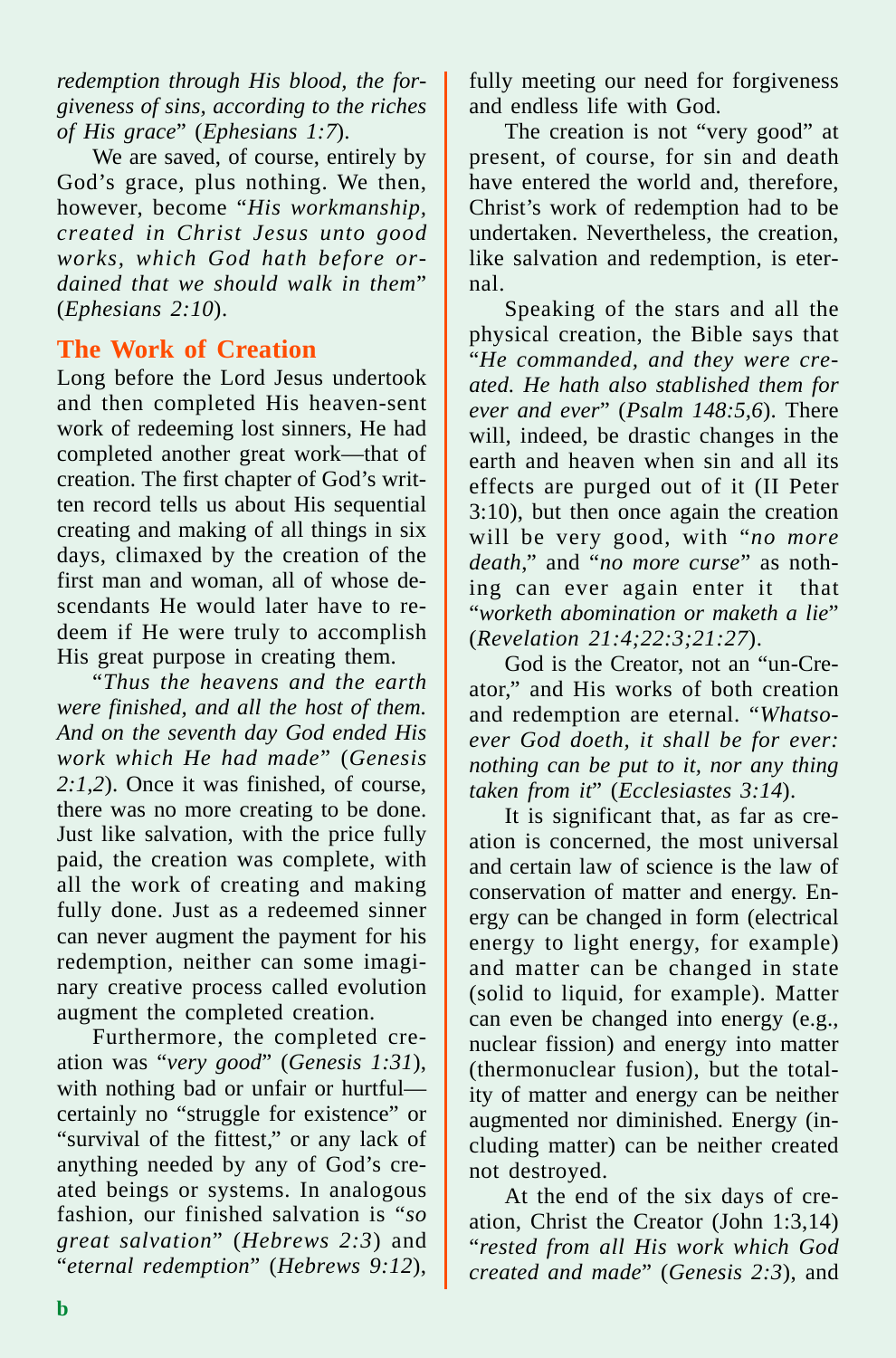*redemption through His blood, the forgiveness of sins, according to the riches of His grace*" (*Ephesians 1:7*).

We are saved, of course, entirely by God's grace, plus nothing. We then, however, become "*His workmanship, created in Christ Jesus unto good works, which God hath before ordained that we should walk in them*" (*Ephesians 2:10*).

## The Work of Creation

Long before the Lord Jesus undertook and then completed His heaven-sent work of redeeming lost sinners, He had completed another great work—that of creation. The first chapter of God's written record tells us about His sequential creating and making of all things in six days, climaxed by the creation of the first man and woman, all of whose descendants He would later have to redeem if He were truly to accomplish His great purpose in creating them.

"*Thus the heavens and the earth were finished, and all the host of them. And on the seventh day God ended His work which He had made*" (*Genesis 2:1,2*). Once it was finished, of course, there was no more creating to be done. Just like salvation, with the price fully paid, the creation was complete, with all the work of creating and making fully done. Just as a redeemed sinner can never augment the payment for his redemption, neither can some imaginary creative process called evolution augment the completed creation.

Furthermore, the completed creation was "*very good*" (*Genesis 1:31*), with nothing bad or unfair or hurtful—certainly no "struggle for existence" or "survival of the fittest," or any lack of anything needed by any of God's created beings or systems. In analogous fashion, our finished salvation is "*so great salvation*" (*Hebrews 2:3*) and "*eternal redemption*" (*Hebrews 9:12*), fully meeting our need for forgiveness and endless life with God.

The creation is not "very good" at present, of course, for sin and death have entered the world and, therefore, Christ's work of redemption had to be undertaken. Nevertheless, the creation, like salvation and redemption, is eternal.

Speaking of the stars and all the physical creation, the Bible says that "*He commanded, and they were created. He hath also stablished them for ever and ever*" (*Psalm 148:5,6*). There will, indeed, be drastic changes in the earth and heaven when sin and all its effects are purged out of it (II Peter 3:10), but then once again the creation will be very good, with "*no more death*," and "*no more curse*" as nothing can ever again enter it that "*worketh abomination or maketh a lie*" (*Revelation 21:4;22:3;21:27*).

God is the Creator, not an "un-Creator," and His works of both creation and redemption are eternal. "*Whatsoever God doeth, it shall be for ever: nothing can be put to it, nor any thing taken from it*" (*Ecclesiastes 3:14*).

It is significant that, as far as creation is concerned, the most universal and certain law of science is the law of conservation of matter and energy. Energy can be changed in form (electrical energy to light energy, for example) and matter can be changed in state (solid to liquid, for example). Matter can even be changed into energy (e.g., nuclear fission) and energy into matter (thermonuclear fusion), but the totality of matter and energy can be neither augmented nor diminished. Energy (including matter) can be neither created not destroyed.

At the end of the six days of creation, Christ the Creator (John 1:3,14) "*rested from all His work which God created and made*" (*Genesis 2:3*), and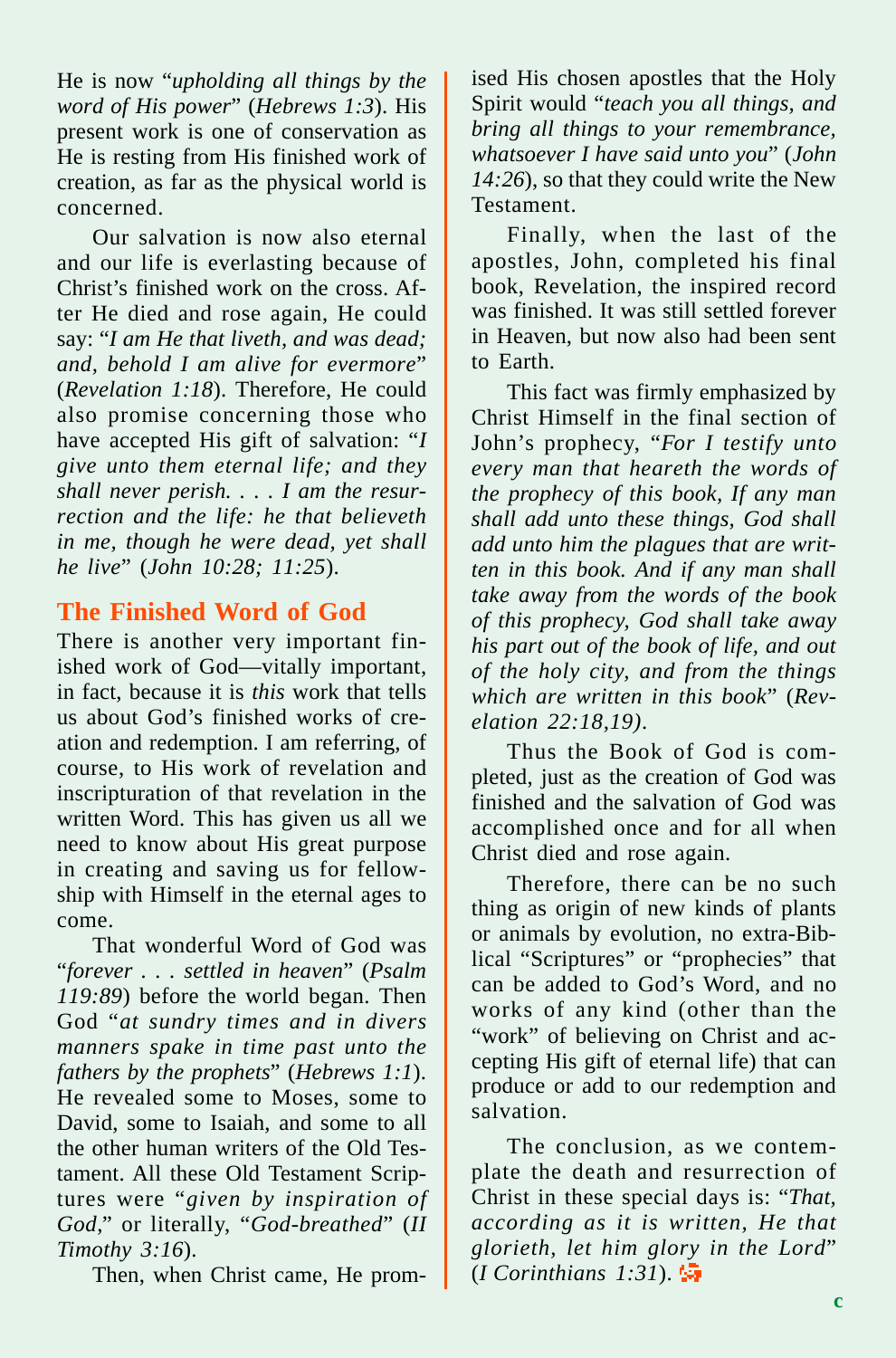He is now "*upholding all things by the word of His power*" (*Hebrews 1:3*). His present work is one of conservation as He is resting from His finished work of creation, as far as the physical world is concerned.

Our salvation is now also eternal and our life is everlasting because of Christ's finished work on the cross. After He died and rose again, He could say: "*I am He that liveth, and was dead; and, behold I am alive for evermore*" (*Revelation 1:18*). Therefore, He could also promise concerning those who have accepted His gift of salvation: "*I give unto them eternal life; and they shall never perish. . . . I am the resurrection and the life: he that believeth in me, though he were dead, yet shall he live*" (*John 10:28; 11:25*).

## The Finished Word of God

There is another very important finished work of God—vitally important, in fact, because it is *this* work that tells us about God's finished works of creation and redemption. I am referring, of course, to His work of revelation and inscripturation of that revelation in the written Word. This has given us all we need to know about His great purpose in creating and saving us for fellowship with Himself in the eternal ages to come.

That wonderful Word of God was "*forever . . . settled in heaven*" (*Psalm 119:89*) before the world began. Then God "*at sundry times and in divers manners spake in time past unto the fathers by the prophets*" (*Hebrews 1:1*). He revealed some to Moses, some to David, some to Isaiah, and some to all the other human writers of the Old Testament. All these Old Testament Scriptures were "*given by inspiration of God*," or literally, "*God-breathed*" (*II Timothy 3:16*).

Then, when Christ came, He promised His chosen apostles that the Holy Spirit would "*teach you all things, and bring all things to your remembrance, whatsoever I have said unto you*" (*John 14:26*), so that they could write the New Testament.

Finally, when the last of the apostles, John, completed his final book, Revelation, the inspired record was finished. It was still settled forever in Heaven, but now also had been sent to Earth.

This fact was firmly emphasized by Christ Himself in the final section of John's prophecy, "*For I testify unto every man that heareth the words of the prophecy of this book, If any man shall add unto these things, God shall add unto him the plagues that are written in this book. And if any man shall take away from the words of the book of this prophecy, God shall take away his part out of the book of life, and out of the holy city, and from the things which are written in this book*" (*Revelation 22:18,19)*.

Thus the Book of God is completed, just as the creation of God was finished and the salvation of God was accomplished once and for all when Christ died and rose again.

Therefore, there can be no such thing as origin of new kinds of plants or animals by evolution, no extra-Biblical "Scriptures" or "prophecies" that can be added to God's Word, and no works of any kind (other than the "work" of believing on Christ and accepting His gift of eternal life) that can produce or add to our redemption and salvation.

The conclusion, as we contemplate the death and resurrection of Christ in these special days is: "*That, according as it is written, He that glorieth, let him glory in the Lord*" (*I Corinthians 1:31*).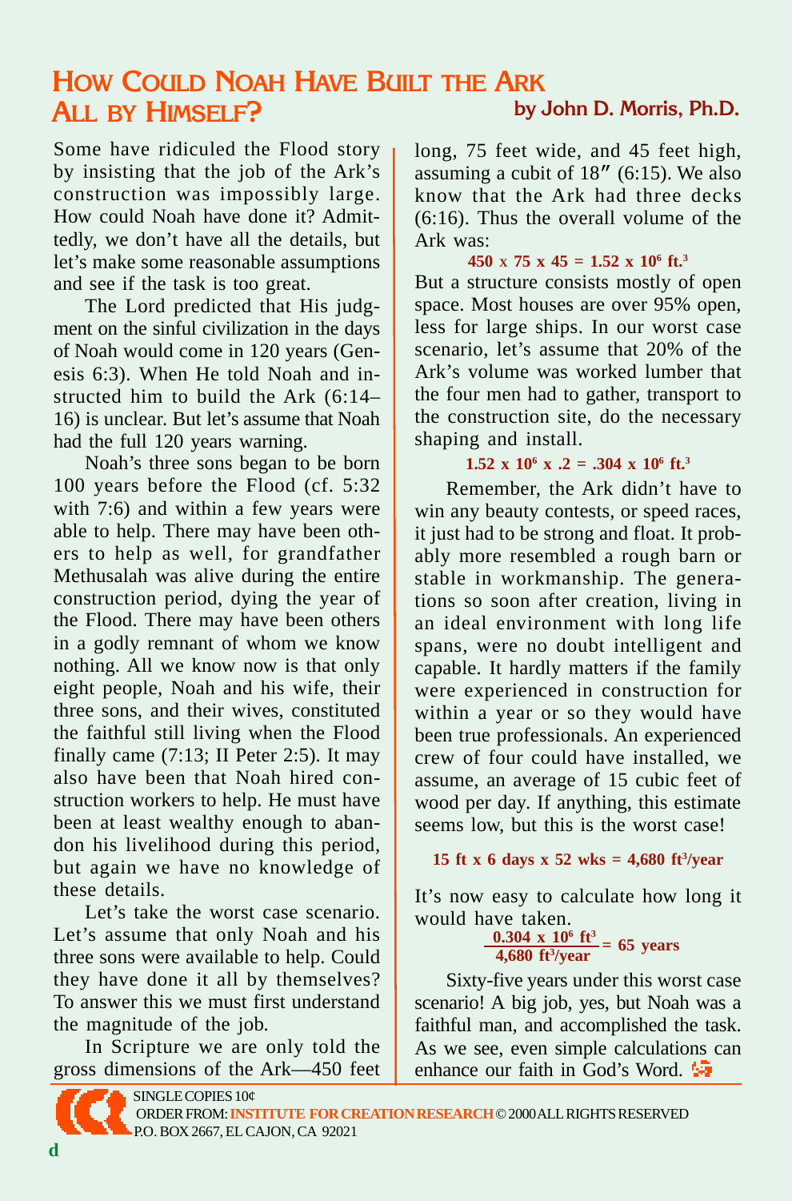# How Could Noah Have Built the Ark All by Himself?

**by John D. Morris, Ph.D.**

Some have ridiculed the Flood story by insisting that the job of the Ark's construction was impossibly large. How could Noah have done it? Admittedly, we don't have all the details, but let's make some reasonable assumptions and see if the task is too great.

The Lord predicted that His judgment on the sinful civilization in the days of Noah would come in 120 years (Genesis 6:3). When He told Noah and instructed him to build the Ark (6:14–16) is unclear. But let's assume that Noah had the full 120 years warning.

Noah's three sons began to be born 100 years before the Flood (cf. 5:32 with 7:6) and within a few years were able to help. There may have been others to help as well, for grandfather Methusalah was alive during the entire construction period, dying the year of the Flood. There may have been others in a godly remnant of whom we know nothing. All we know now is that only eight people, Noah and his wife, their three sons, and their wives, constituted the faithful still living when the Flood finally came (7:13; II Peter 2:5). It may also have been that Noah hired construction workers to help. He must have been at least wealthy enough to abandon his livelihood during this period, but again we have no knowledge of these details.

Let's take the worst case scenario. Let's assume that only Noah and his three sons were available to help. Could they have done it all by themselves? To answer this we must first understand the magnitude of the job.

In Scripture we are only told the gross dimensions of the Ark—450 feet long, 75 feet wide, and 45 feet high, assuming a cubit of 18″ (6:15). We also know that the Ark had three decks (6:16). Thus the overall volume of the Ark was:

$$450 \times 75 \times 45 = 1.52 \times 10^6 \text{ ft.}^3$$

But a structure consists mostly of open space. Most houses are over 95% open, less for large ships. In our worst case scenario, let's assume that 20% of the Ark's volume was worked lumber that the four men had to gather, transport to the construction site, do the necessary shaping and install.

$$1.52 \times 10^6 \times .2 = .304 \times 10^6 \text{ ft.}^3$$

Remember, the Ark didn't have to win any beauty contests, or speed races, it just had to be strong and float. It probably more resembled a rough barn or stable in workmanship. The generations so soon after creation, living in an ideal environment with long life spans, were no doubt intelligent and capable. It hardly matters if the family were experienced in construction for within a year or so they would have been true professionals. An experienced crew of four could have installed, we assume, an average of 15 cubic feet of wood per day. If anything, this estimate seems low, but this is the worst case!

$$15 \text{ ft} \times 6 \text{ days} \times 52 \text{ wks} = 4{,}680 \text{ ft}^3\text{/year}$$

It's now easy to calculate how long it would have taken.

$$\frac{0.304 \times 10^6 \text{ ft}^3}{4{,}680 \text{ ft}^3\text{/year}} = 65 \text{ years}$$

Sixty-five years under this worst case scenario! A big job, yes, but Noah was a faithful man, and accomplished the task. As we see, even simple calculations can enhance our faith in God's Word.

SINGLE COPIES 10¢
ORDER FROM: INSTITUTE FOR CREATION RESEARCH © 2000 ALL RIGHTS RESERVED
P.O. BOX 2667, EL CAJON, CA 92021

d